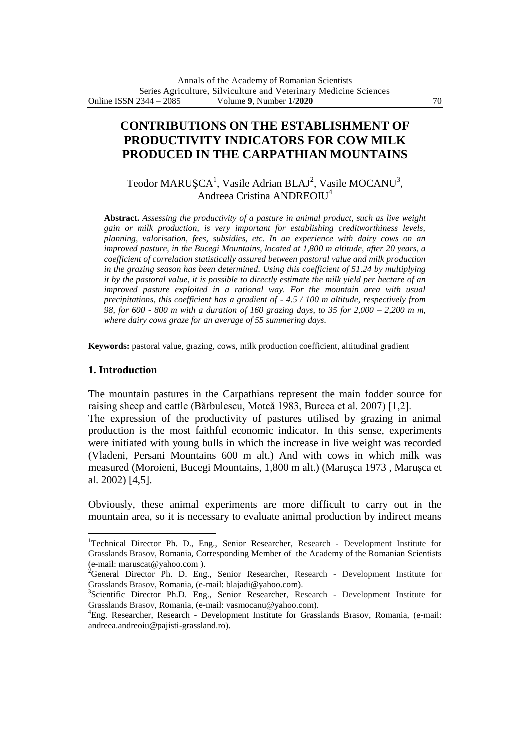# CONTRIBUTIONS ON THE ESTABLISHMENT OF PRODUCTIVITY INDICATORS FOR COW MILK PRODUCED IN THE CARPATHIAN MOUNTAINS

Teodor MARUŞCA[1], Vasile Adrian BLAJ[2], Vasile MOCANU[3], Andreea Cristina ANDREOIU[4]

**Abstract.** *Assessing the productivity of a pasture in animal product, such as live weight gain or milk production, is very important for establishing creditworthiness levels, planning, valorisation, fees, subsidies, etc. In an experience with dairy cows on an improved pasture, in the Bucegi Mountains, located at 1,800 m altitude, after 20 years, a coefficient of correlation statistically assured between pastoral value and milk production in the grazing season has been determined. Using this coefficient of 51.24 by multiplying it by the pastoral value, it is possible to directly estimate the milk yield per hectare of an improved pasture exploited in a rational way. For the mountain area with usual precipitations, this coefficient has a gradient of - 4.5 / 100 m altitude, respectively from 98, for 600 - 800 m with a duration of 160 grazing days, to 35 for 2,000 – 2,200 m m, where dairy cows graze for an average of 55 summering days.*

**Keywords:** pastoral value, grazing, cows, milk production coefficient, altitudinal gradient

## 1. Introduction

The mountain pastures in the Carpathians represent the main fodder source for raising sheep and cattle (Bărbulescu, Motcă 1983, Burcea et al. 2007) [1,2].

The expression of the productivity of pastures utilised by grazing in animal production is the most faithful economic indicator. In this sense, experiments were initiated with young bulls in which the increase in live weight was recorded (Vladeni, Persani Mountains 600 m alt.) And with cows in which milk was measured (Moroieni, Bucegi Mountains, 1,800 m alt.) (Maruşca 1973 , Maruşca et al. 2002) [4,5].

Obviously, these animal experiments are more difficult to carry out in the mountain area, so it is necessary to evaluate animal production by indirect means

---

[1]Technical Director Ph. D., Eng., Senior Researcher, Research - Development Institute for Grasslands Brasov, Romania, Corresponding Member of the Academy of the Romanian Scientists (e-mail: maruscat@yahoo.com ).

[2]General Director Ph. D. Eng., Senior Researcher, Research - Development Institute for Grasslands Brasov, Romania, (e-mail: blajadi@yahoo.com).

[3]Scientific Director Ph.D. Eng., Senior Researcher, Research - Development Institute for Grasslands Brasov, Romania, (e-mail: vasmocanu@yahoo.com).

[4]Eng. Researcher, Research - Development Institute for Grasslands Brasov, Romania, (e-mail: andreea.andreoiu@pajisti-grassland.ro).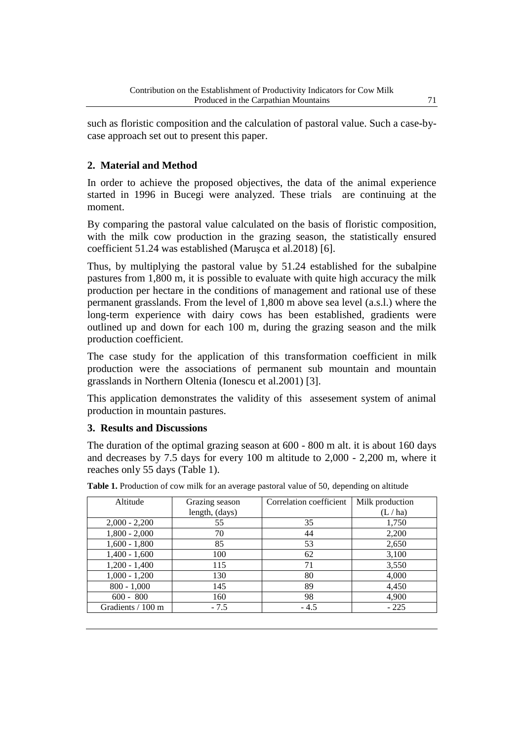such as floristic composition and the calculation of pastoral value. Such a case-by-case approach set out to present this paper.

## 2. Material and Method

In order to achieve the proposed objectives, the data of the animal experience started in 1996 in Bucegi were analyzed. These trials are continuing at the moment.

By comparing the pastoral value calculated on the basis of floristic composition, with the milk cow production in the grazing season, the statistically ensured coefficient 51.24 was established (Marușca et al.2018) [6].

Thus, by multiplying the pastoral value by 51.24 established for the subalpine pastures from 1,800 m, it is possible to evaluate with quite high accuracy the milk production per hectare in the conditions of management and rational use of these permanent grasslands. From the level of 1,800 m above sea level (a.s.l.) where the long-term experience with dairy cows has been established, gradients were outlined up and down for each 100 m, during the grazing season and the milk production coefficient.

The case study for the application of this transformation coefficient in milk production were the associations of permanent sub mountain and mountain grasslands in Northern Oltenia (Ionescu et al.2001) [3].

This application demonstrates the validity of this assesement system of animal production in mountain pastures.

## 3. Results and Discussions

The duration of the optimal grazing season at 600 - 800 m alt. it is about 160 days and decreases by 7.5 days for every 100 m altitude to 2,000 - 2,200 m, where it reaches only 55 days (Table 1).

**Table 1.** Production of cow milk for an average pastoral value of 50, depending on altitude

| Altitude | Grazing season length, (days) | Correlation coefficient | Milk production (L / ha) |
|---|---|---|---|
| 2,000 - 2,200 | 55 | 35 | 1,750 |
| 1,800 - 2,000 | 70 | 44 | 2,200 |
| 1,600 - 1,800 | 85 | 53 | 2,650 |
| 1,400 - 1,600 | 100 | 62 | 3,100 |
| 1,200 - 1,400 | 115 | 71 | 3,550 |
| 1,000 - 1,200 | 130 | 80 | 4,000 |
| 800 - 1,000 | 145 | 89 | 4,450 |
| 600 - 800 | 160 | 98 | 4,900 |
| Gradients / 100 m | - 7.5 | - 4.5 | - 225 |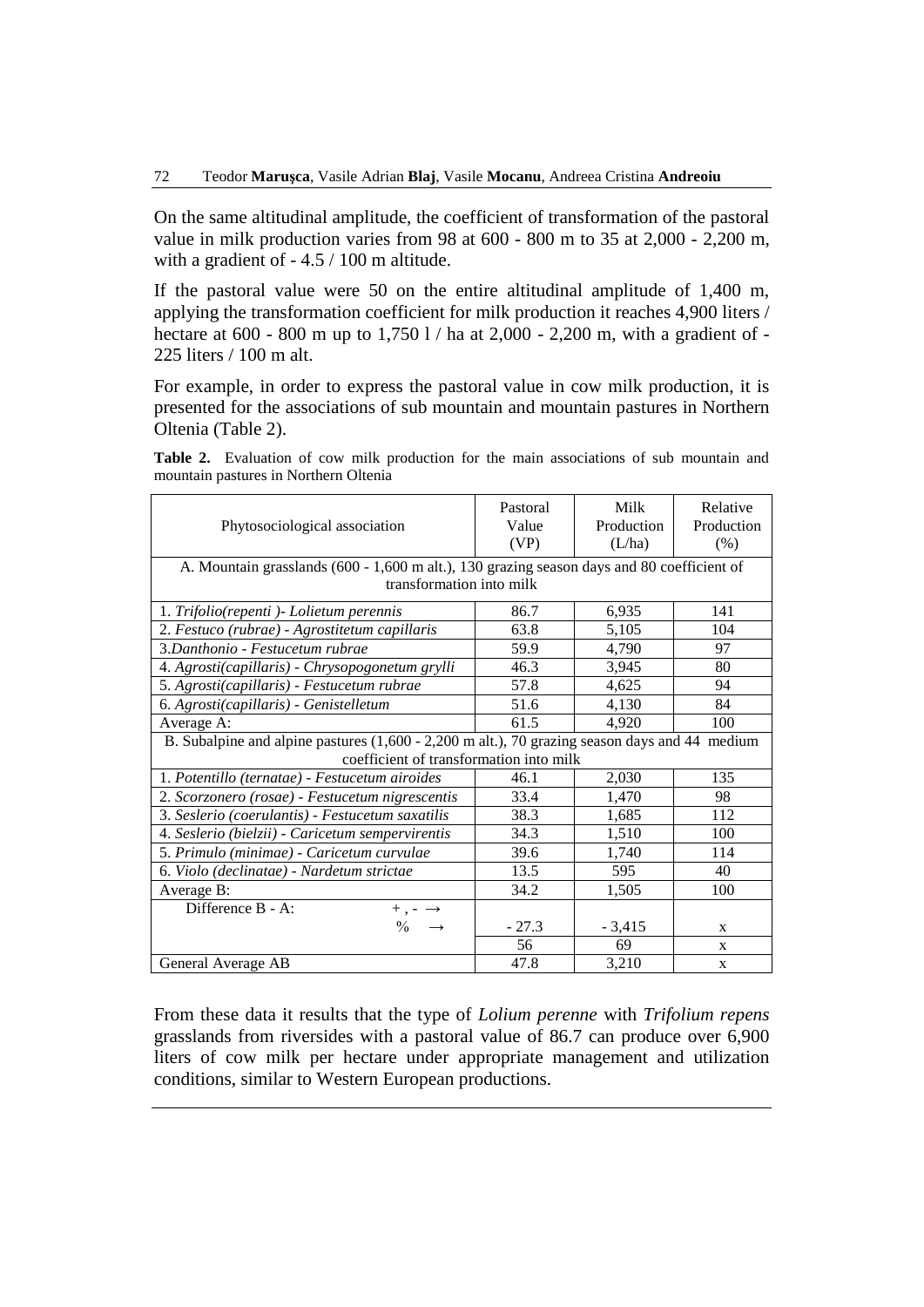On the same altitudinal amplitude, the coefficient of transformation of the pastoral value in milk production varies from 98 at 600 - 800 m to 35 at 2,000 - 2,200 m, with a gradient of - 4.5 / 100 m altitude.

If the pastoral value were 50 on the entire altitudinal amplitude of 1,400 m, applying the transformation coefficient for milk production it reaches 4,900 liters / hectare at 600 - 800 m up to 1,750 l / ha at 2,000 - 2,200 m, with a gradient of - 225 liters / 100 m alt.

For example, in order to express the pastoral value in cow milk production, it is presented for the associations of sub mountain and mountain pastures in Northern Oltenia (Table 2).

**Table 2.** Evaluation of cow milk production for the main associations of sub mountain and mountain pastures in Northern Oltenia

| Phytosociological association | Pastoral Value (VP) | Milk Production (L/ha) | Relative Production (%) |
|---|---|---|---|
| A. Mountain grasslands (600 - 1,600 m alt.), 130 grazing season days and 80 coefficient of transformation into milk | | | |
| 1. *Trifolio(repenti )- Lolietum perennis* | 86.7 | 6,935 | 141 |
| 2. *Festuco (rubrae) - Agrostitetum capillaris* | 63.8 | 5,105 | 104 |
| 3. *Danthonio - Festucetum rubrae* | 59.9 | 4,790 | 97 |
| 4. *Agrosti(capillaris) - Chrysopogonetum grylli* | 46.3 | 3,945 | 80 |
| 5. *Agrosti(capillaris) - Festucetum rubrae* | 57.8 | 4,625 | 94 |
| 6. *Agrosti(capillaris) - Genistelletum* | 51.6 | 4,130 | 84 |
| Average A: | 61.5 | 4,920 | 100 |
| B. Subalpine and alpine pastures (1,600 - 2,200 m alt.), 70 grazing season days and 44 medium coefficient of transformation into milk | | | |
| 1. *Potentillo (ternatae) - Festucetum airoides* | 46.1 | 2,030 | 135 |
| 2. *Scorzonero (rosae) - Festucetum nigrescentis* | 33.4 | 1,470 | 98 |
| 3. *Seslerio (coerulantis) - Festucetum saxatilis* | 38.3 | 1,685 | 112 |
| 4. *Seslerio (bielzii) - Caricetum sempervirentis* | 34.3 | 1,510 | 100 |
| 5. *Primulo (minimae) - Caricetum curvulae* | 39.6 | 1,740 | 114 |
| 6. *Violo (declinatae) - Nardetum strictae* | 13.5 | 595 | 40 |
| Average B: | 34.2 | 1,505 | 100 |
| Difference B - A: +, - → | - 27.3 | - 3,415 | x |
| % → | 56 | 69 | x |
| General Average AB | 47.8 | 3,210 | x |

From these data it results that the type of *Lolium perenne* with *Trifolium repens* grasslands from riversides with a pastoral value of 86.7 can produce over 6,900 liters of cow milk per hectare under appropriate management and utilization conditions, similar to Western European productions.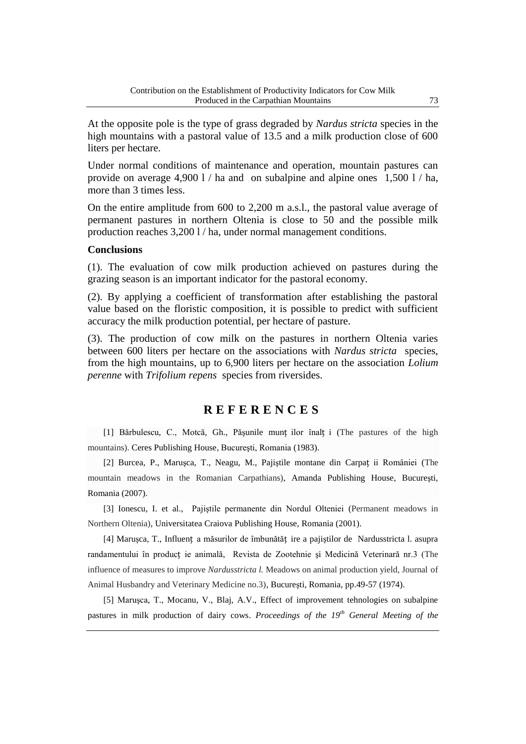At the opposite pole is the type of grass degraded by *Nardus stricta* species in the high mountains with a pastoral value of 13.5 and a milk production close of 600 liters per hectare.

Under normal conditions of maintenance and operation, mountain pastures can provide on average 4,900 l / ha and on subalpine and alpine ones 1,500 l / ha, more than 3 times less.

On the entire amplitude from 600 to 2,200 m a.s.l., the pastoral value average of permanent pastures in northern Oltenia is close to 50 and the possible milk production reaches 3,200 l / ha, under normal management conditions.

### Conclusions

(1). The evaluation of cow milk production achieved on pastures during the grazing season is an important indicator for the pastoral economy.

(2). By applying a coefficient of transformation after establishing the pastoral value based on the floristic composition, it is possible to predict with sufficient accuracy the milk production potential, per hectare of pasture.

(3). The production of cow milk on the pastures in northern Oltenia varies between 600 liters per hectare on the associations with *Nardus stricta* species, from the high mountains, up to 6,900 liters per hectare on the association *Lolium perenne* with *Trifolium repens* species from riversides.

## R E F E R E N C E S

[1] Bărbulescu, C., Motcă, Gh., Păşunile munț ilor înalț i (The pastures of the high mountains). Ceres Publishing House, Bucureşti, Romania (1983).

[2] Burcea, P., Maruşca, T., Neagu, M., Pajiştile montane din Carpaț ii României (The mountain meadows in the Romanian Carpathians), Amanda Publishing House, Bucureşti, Romania (2007).

[3] Ionescu, I. et al., Pajiştile permanente din Nordul Olteniei (Permanent meadows in Northern Oltenia), Universitatea Craiova Publishing House, Romania (2001).

[4] Maruşca, T., Influenț a măsurilor de îmbunătăț ire a pajiştilor de Nardusstricta l. asupra randamentului în producț ie animală, Revista de Zootehnie şi Medicină Veterinară nr.3 (The influence of measures to improve *Nardusstricta l.* Meadows on animal production yield, Journal of Animal Husbandry and Veterinary Medicine no.3), Bucureşti, Romania, pp.49-57 (1974).

[5] Maruşca, T., Mocanu, V., Blaj, A.V., Effect of improvement tehnologies on subalpine pastures in milk production of dairy cows. *Proceedings of the 19th General Meeting of the*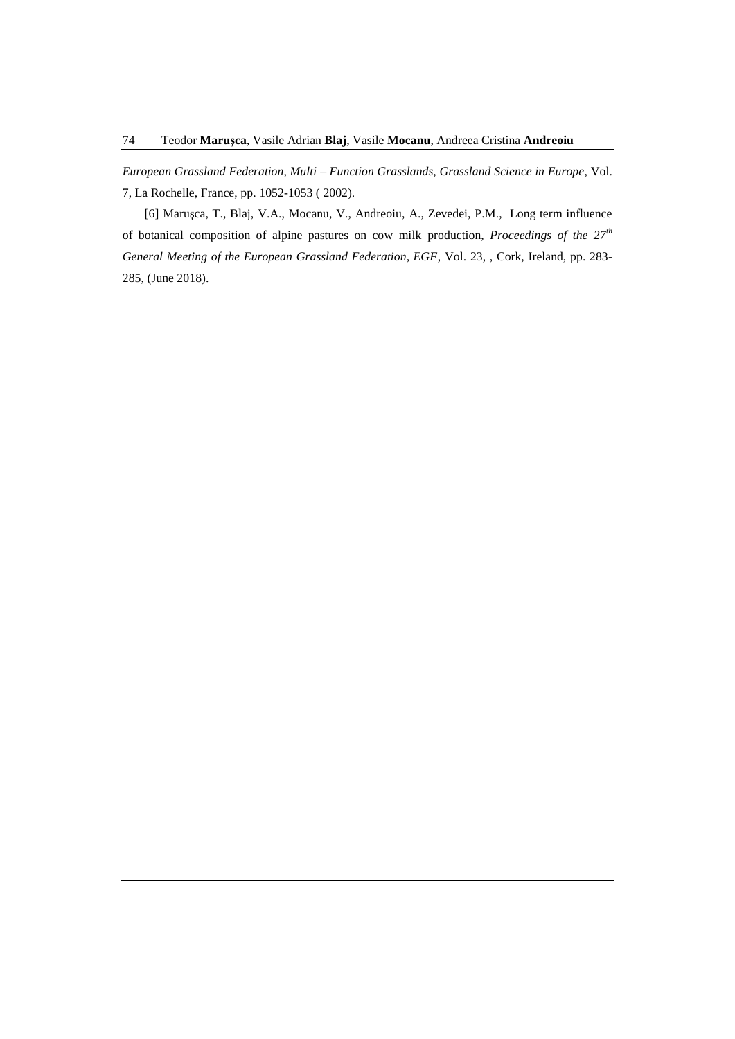*European Grassland Federation, Multi – Function Grasslands, Grassland Science in Europe*, Vol. 7, La Rochelle, France, pp. 1052-1053 ( 2002).

[6] Maruşca, T., Blaj, V.A., Mocanu, V., Andreoiu, A., Zevedei, P.M., Long term influence of botanical composition of alpine pastures on cow milk production, *Proceedings of the 27th General Meeting of the European Grassland Federation, EGF*, Vol. 23, , Cork, Ireland, pp. 283-285, (June 2018).